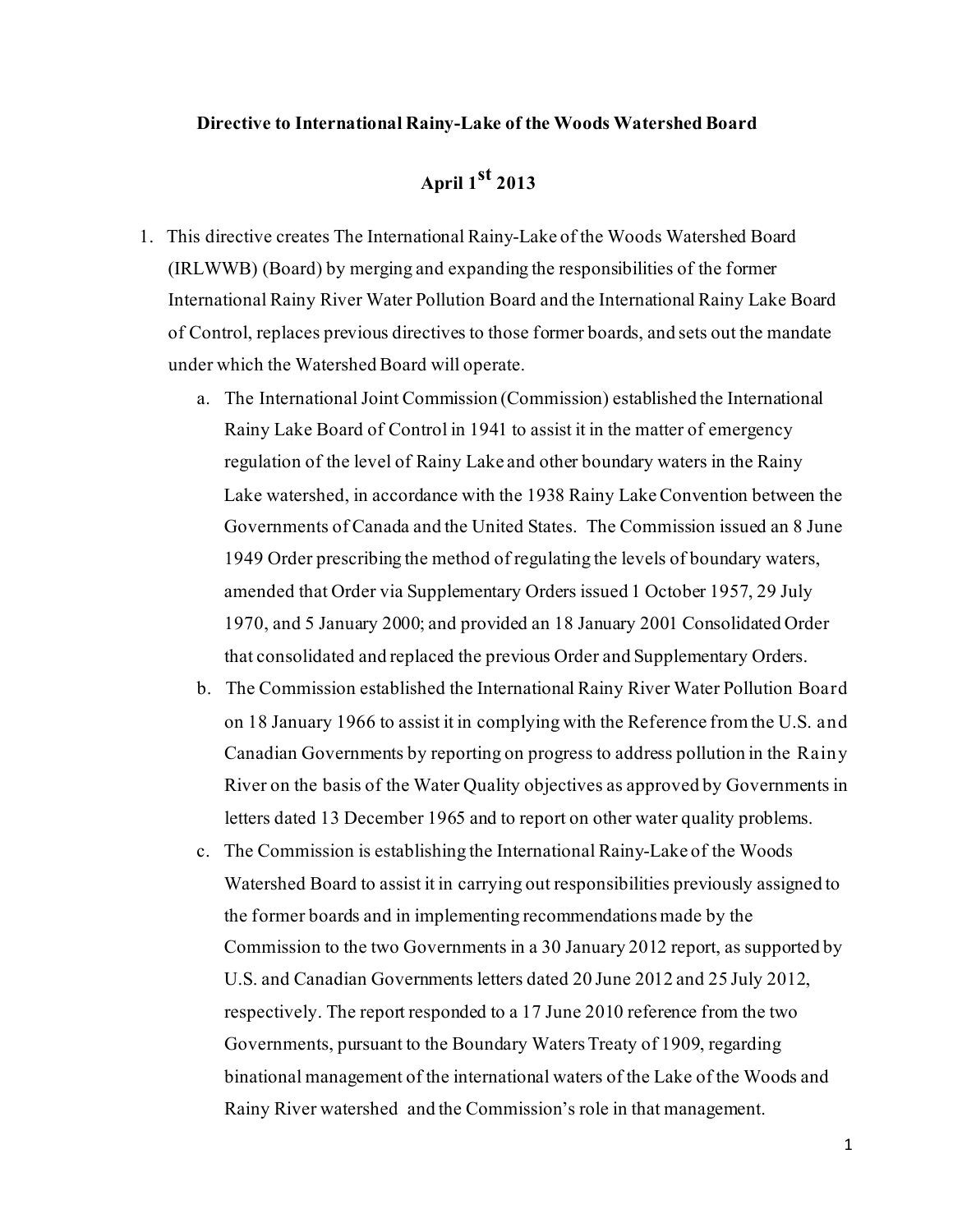**Directive to International Rainy-Lake of the Woods Watershed Board**

**April 1st 2013**

1. This directive creates The International Rainy-Lake of the Woods Watershed Board (IRLWWB) (Board) by merging and expanding the responsibilities of the former International Rainy River Water Pollution Board and the International Rainy Lake Board of Control, replaces previous directives to those former boards, and sets out the mandate under which the Watershed Board will operate.
   a. The International Joint Commission (Commission) established the International Rainy Lake Board of Control in 1941 to assist it in the matter of emergency regulation of the level of Rainy Lake and other boundary waters in the Rainy Lake watershed, in accordance with the 1938 Rainy Lake Convention between the Governments of Canada and the United States. The Commission issued an 8 June 1949 Order prescribing the method of regulating the levels of boundary waters, amended that Order via Supplementary Orders issued 1 October 1957, 29 July 1970, and 5 January 2000; and provided an 18 January 2001 Consolidated Order that consolidated and replaced the previous Order and Supplementary Orders.
   b. The Commission established the International Rainy River Water Pollution Board on 18 January 1966 to assist it in complying with the Reference from the U.S. and Canadian Governments by reporting on progress to address pollution in the Rainy River on the basis of the Water Quality objectives as approved by Governments in letters dated 13 December 1965 and to report on other water quality problems.
   c. The Commission is establishing the International Rainy-Lake of the Woods Watershed Board to assist it in carrying out responsibilities previously assigned to the former boards and in implementing recommendations made by the Commission to the two Governments in a 30 January 2012 report, as supported by U.S. and Canadian Governments letters dated 20 June 2012 and 25 July 2012, respectively. The report responded to a 17 June 2010 reference from the two Governments, pursuant to the Boundary Waters Treaty of 1909, regarding binational management of the international waters of the Lake of the Woods and Rainy River watershed and the Commission's role in that management.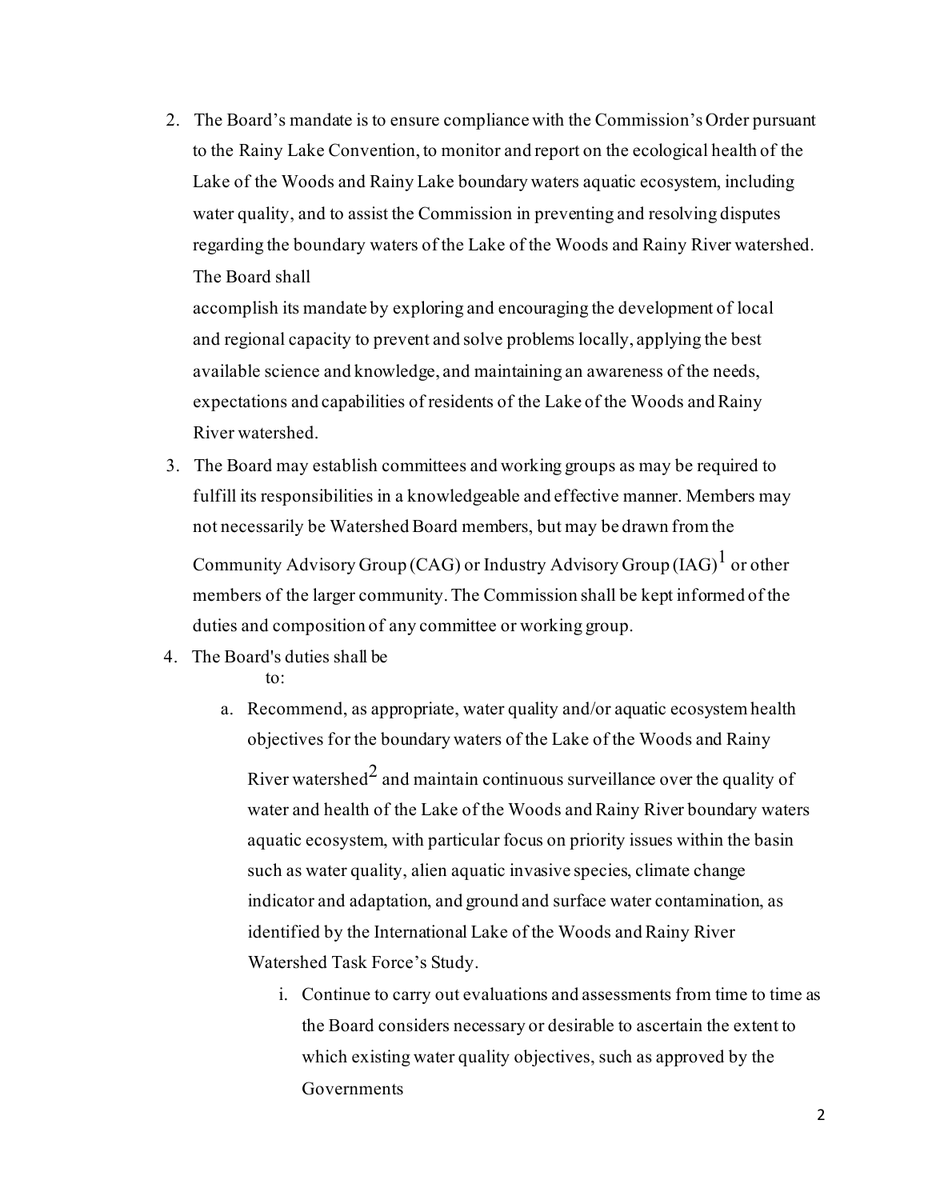2. The Board's mandate is to ensure compliance with the Commission's Order pursuant to the Rainy Lake Convention, to monitor and report on the ecological health of the Lake of the Woods and Rainy Lake boundary waters aquatic ecosystem, including water quality, and to assist the Commission in preventing and resolving disputes regarding the boundary waters of the Lake of the Woods and Rainy River watershed. The Board shall accomplish its mandate by exploring and encouraging the development of local and regional capacity to prevent and solve problems locally, applying the best available science and knowledge, and maintaining an awareness of the needs, expectations and capabilities of residents of the Lake of the Woods and Rainy River watershed.
3. The Board may establish committees and working groups as may be required to fulfill its responsibilities in a knowledgeable and effective manner. Members may not necessarily be Watershed Board members, but may be drawn from the Community Advisory Group (CAG) or Industry Advisory Group (IAG)[1] or other members of the larger community. The Commission shall be kept informed of the duties and composition of any committee or working group.
4. The Board's duties shall be to:
   a. Recommend, as appropriate, water quality and/or aquatic ecosystem health objectives for the boundary waters of the Lake of the Woods and Rainy River watershed[2] and maintain continuous surveillance over the quality of water and health of the Lake of the Woods and Rainy River boundary waters aquatic ecosystem, with particular focus on priority issues within the basin such as water quality, alien aquatic invasive species, climate change indicator and adaptation, and ground and surface water contamination, as identified by the International Lake of the Woods and Rainy River Watershed Task Force's Study.
      i. Continue to carry out evaluations and assessments from time to time as the Board considers necessary or desirable to ascertain the extent to which existing water quality objectives, such as approved by the Governments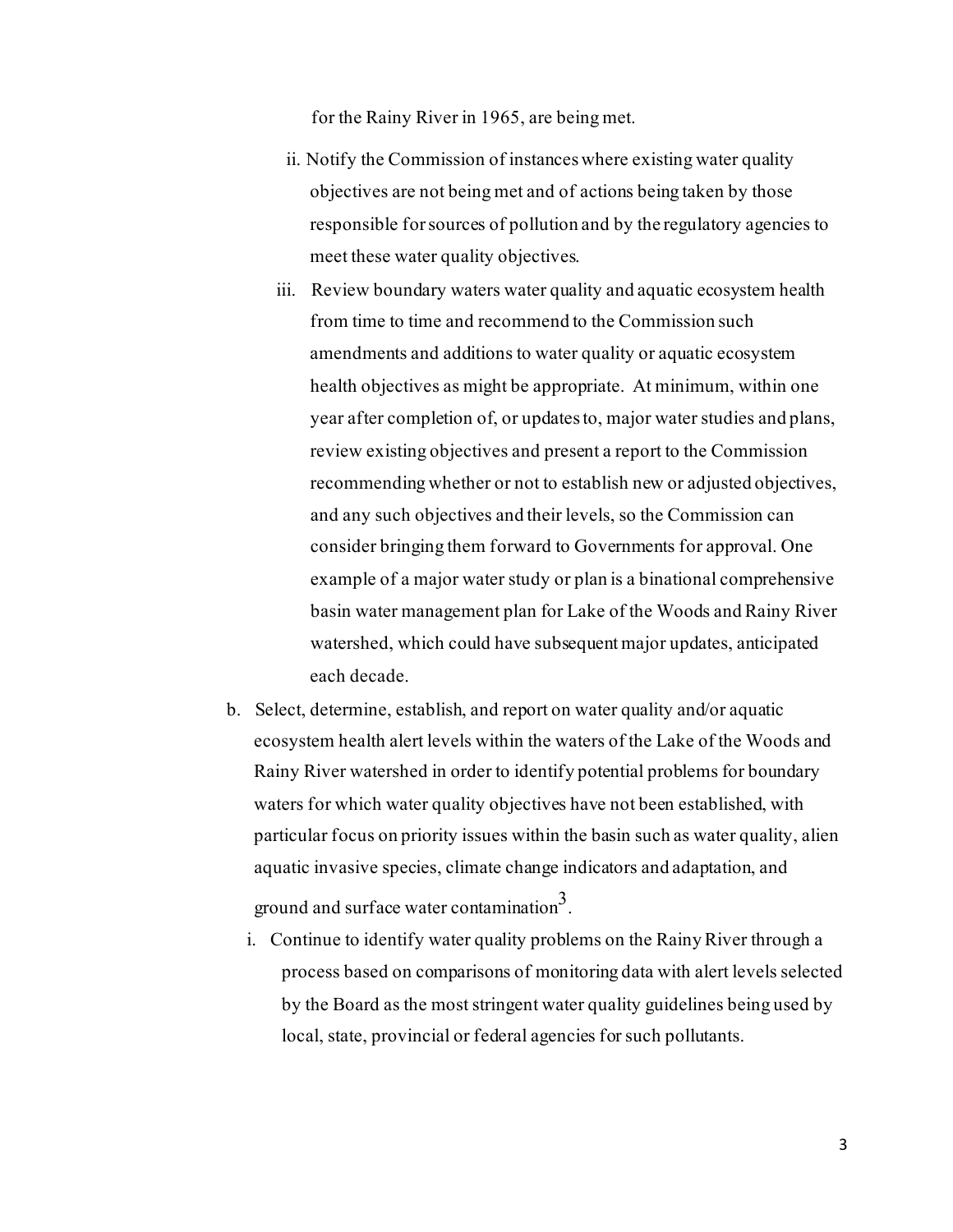for the Rainy River in 1965, are being met.

ii. Notify the Commission of instances where existing water quality objectives are not being met and of actions being taken by those responsible for sources of pollution and by the regulatory agencies to meet these water quality objectives.

iii. Review boundary waters water quality and aquatic ecosystem health from time to time and recommend to the Commission such amendments and additions to water quality or aquatic ecosystem health objectives as might be appropriate. At minimum, within one year after completion of, or updates to, major water studies and plans, review existing objectives and present a report to the Commission recommending whether or not to establish new or adjusted objectives, and any such objectives and their levels, so the Commission can consider bringing them forward to Governments for approval. One example of a major water study or plan is a binational comprehensive basin water management plan for Lake of the Woods and Rainy River watershed, which could have subsequent major updates, anticipated each decade.

b. Select, determine, establish, and report on water quality and/or aquatic ecosystem health alert levels within the waters of the Lake of the Woods and Rainy River watershed in order to identify potential problems for boundary waters for which water quality objectives have not been established, with particular focus on priority issues within the basin such as water quality, alien aquatic invasive species, climate change indicators and adaptation, and ground and surface water contamination[3].

   i. Continue to identify water quality problems on the Rainy River through a process based on comparisons of monitoring data with alert levels selected by the Board as the most stringent water quality guidelines being used by local, state, provincial or federal agencies for such pollutants.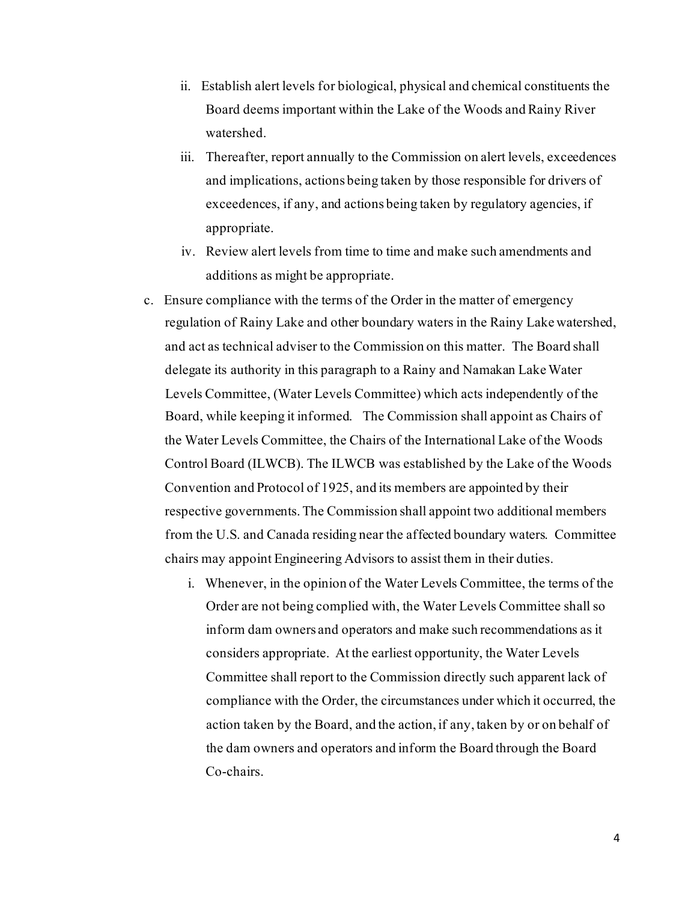ii. Establish alert levels for biological, physical and chemical constituents the Board deems important within the Lake of the Woods and Rainy River watershed.

   iii. Thereafter, report annually to the Commission on alert levels, exceedences and implications, actions being taken by those responsible for drivers of exceedences, if any, and actions being taken by regulatory agencies, if appropriate.

   iv. Review alert levels from time to time and make such amendments and additions as might be appropriate.

c. Ensure compliance with the terms of the Order in the matter of emergency regulation of Rainy Lake and other boundary waters in the Rainy Lake watershed, and act as technical adviser to the Commission on this matter. The Board shall delegate its authority in this paragraph to a Rainy and Namakan Lake Water Levels Committee, (Water Levels Committee) which acts independently of the Board, while keeping it informed. The Commission shall appoint as Chairs of the Water Levels Committee, the Chairs of the International Lake of the Woods Control Board (ILWCB). The ILWCB was established by the Lake of the Woods Convention and Protocol of 1925, and its members are appointed by their respective governments. The Commission shall appoint two additional members from the U.S. and Canada residing near the affected boundary waters. Committee chairs may appoint Engineering Advisors to assist them in their duties.

   i. Whenever, in the opinion of the Water Levels Committee, the terms of the Order are not being complied with, the Water Levels Committee shall so inform dam owners and operators and make such recommendations as it considers appropriate. At the earliest opportunity, the Water Levels Committee shall report to the Commission directly such apparent lack of compliance with the Order, the circumstances under which it occurred, the action taken by the Board, and the action, if any, taken by or on behalf of the dam owners and operators and inform the Board through the Board Co-chairs.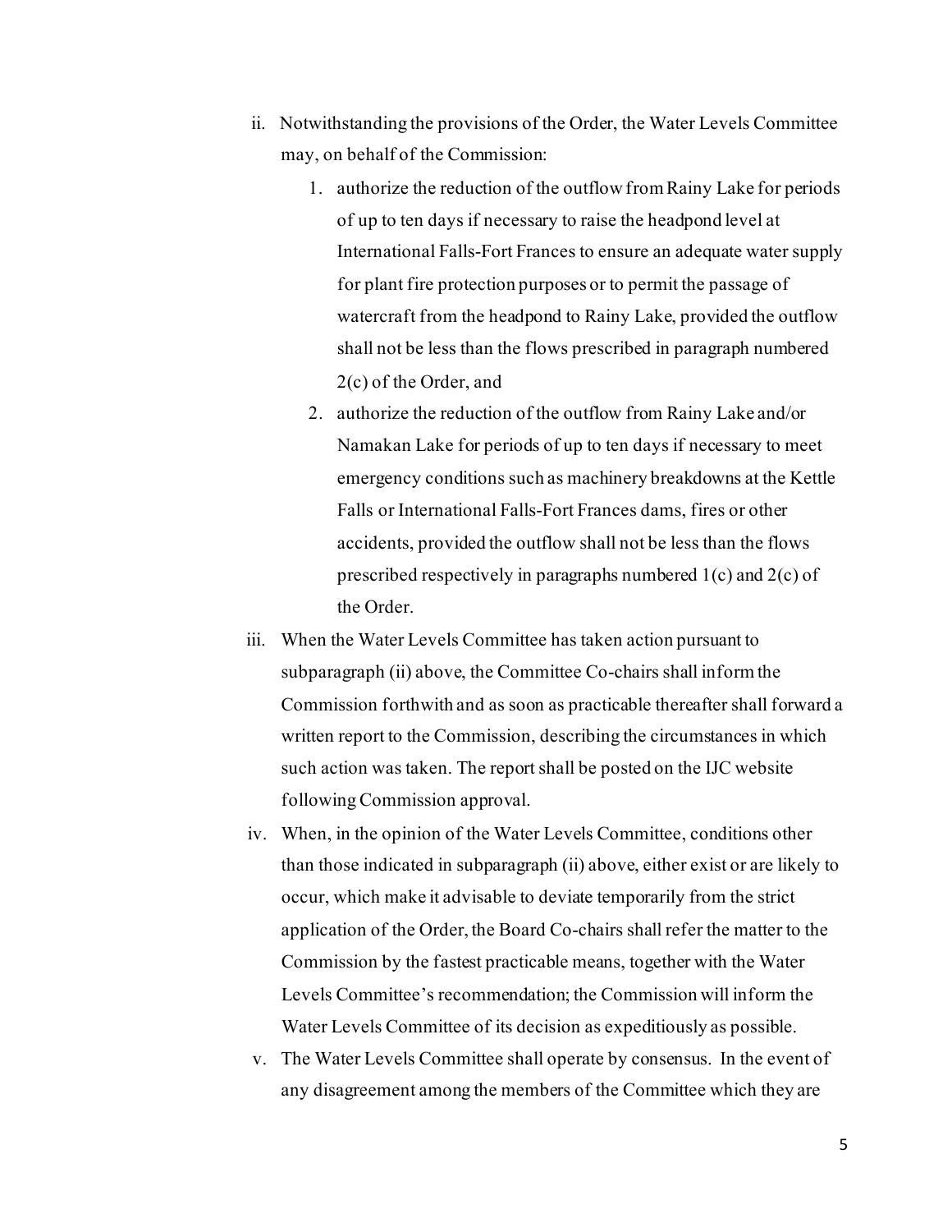ii. Notwithstanding the provisions of the Order, the Water Levels Committee may, on behalf of the Commission:

   1. authorize the reduction of the outflow from Rainy Lake for periods of up to ten days if necessary to raise the headpond level at International Falls-Fort Frances to ensure an adequate water supply for plant fire protection purposes or to permit the passage of watercraft from the headpond to Rainy Lake, provided the outflow shall not be less than the flows prescribed in paragraph numbered 2(c) of the Order, and
   2. authorize the reduction of the outflow from Rainy Lake and/or Namakan Lake for periods of up to ten days if necessary to meet emergency conditions such as machinery breakdowns at the Kettle Falls or International Falls-Fort Frances dams, fires or other accidents, provided the outflow shall not be less than the flows prescribed respectively in paragraphs numbered 1(c) and 2(c) of the Order.

iii. When the Water Levels Committee has taken action pursuant to subparagraph (ii) above, the Committee Co-chairs shall inform the Commission forthwith and as soon as practicable thereafter shall forward a written report to the Commission, describing the circumstances in which such action was taken. The report shall be posted on the IJC website following Commission approval.

iv. When, in the opinion of the Water Levels Committee, conditions other than those indicated in subparagraph (ii) above, either exist or are likely to occur, which make it advisable to deviate temporarily from the strict application of the Order, the Board Co-chairs shall refer the matter to the Commission by the fastest practicable means, together with the Water Levels Committee's recommendation; the Commission will inform the Water Levels Committee of its decision as expeditiously as possible.

v. The Water Levels Committee shall operate by consensus. In the event of any disagreement among the members of the Committee which they are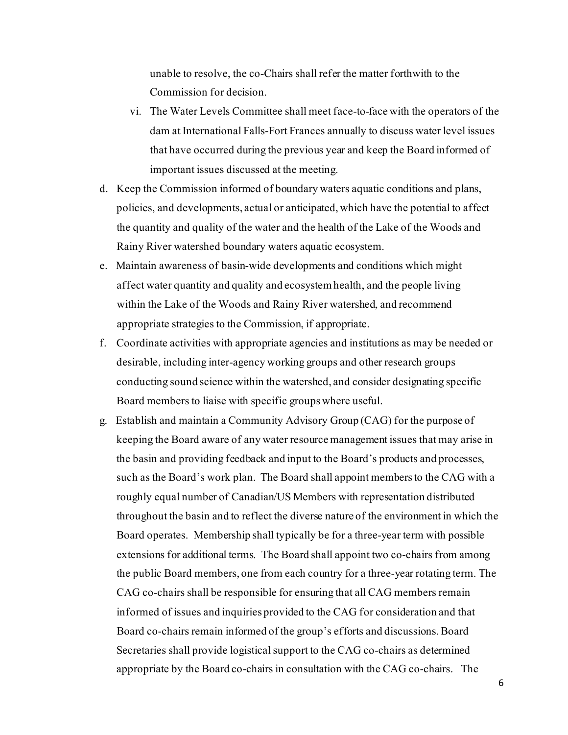unable to resolve, the co-Chairs shall refer the matter forthwith to the Commission for decision.

   vi. The Water Levels Committee shall meet face-to-face with the operators of the dam at International Falls-Fort Frances annually to discuss water level issues that have occurred during the previous year and keep the Board informed of important issues discussed at the meeting.

d. Keep the Commission informed of boundary waters aquatic conditions and plans, policies, and developments, actual or anticipated, which have the potential to affect the quantity and quality of the water and the health of the Lake of the Woods and Rainy River watershed boundary waters aquatic ecosystem.

e. Maintain awareness of basin-wide developments and conditions which might affect water quantity and quality and ecosystem health, and the people living within the Lake of the Woods and Rainy River watershed, and recommend appropriate strategies to the Commission, if appropriate.

f. Coordinate activities with appropriate agencies and institutions as may be needed or desirable, including inter-agency working groups and other research groups conducting sound science within the watershed, and consider designating specific Board members to liaise with specific groups where useful.

g. Establish and maintain a Community Advisory Group (CAG) for the purpose of keeping the Board aware of any water resource management issues that may arise in the basin and providing feedback and input to the Board's products and processes, such as the Board's work plan. The Board shall appoint members to the CAG with a roughly equal number of Canadian/US Members with representation distributed throughout the basin and to reflect the diverse nature of the environment in which the Board operates. Membership shall typically be for a three-year term with possible extensions for additional terms. The Board shall appoint two co-chairs from among the public Board members, one from each country for a three-year rotating term. The CAG co-chairs shall be responsible for ensuring that all CAG members remain informed of issues and inquiries provided to the CAG for consideration and that Board co-chairs remain informed of the group's efforts and discussions. Board Secretaries shall provide logistical support to the CAG co-chairs as determined appropriate by the Board co-chairs in consultation with the CAG co-chairs. The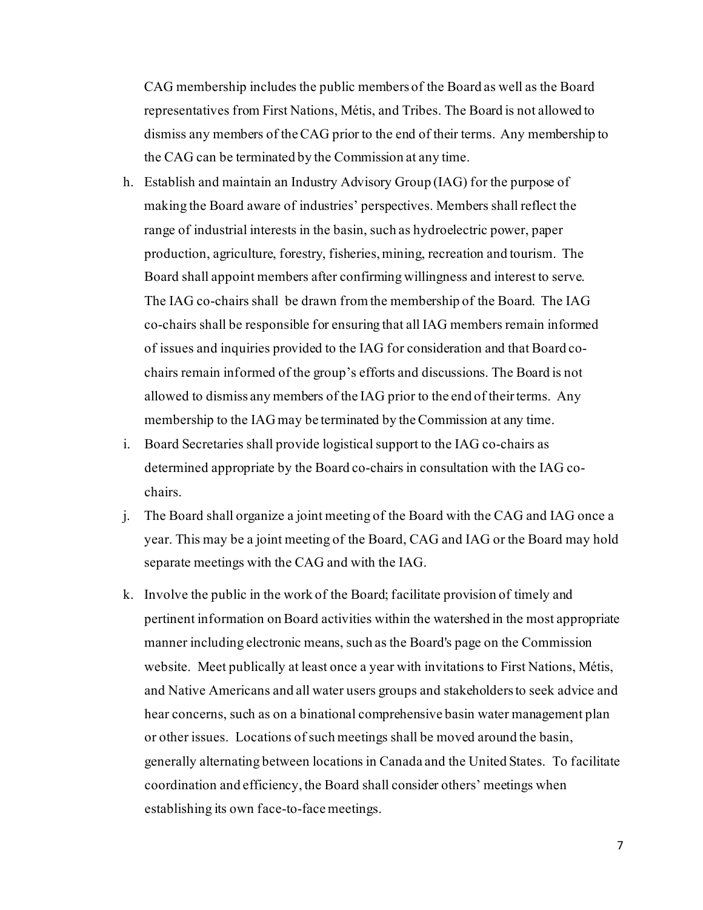CAG membership includes the public members of the Board as well as the Board representatives from First Nations, Métis, and Tribes. The Board is not allowed to dismiss any members of the CAG prior to the end of their terms. Any membership to the CAG can be terminated by the Commission at any time.

h. Establish and maintain an Industry Advisory Group (IAG) for the purpose of making the Board aware of industries' perspectives. Members shall reflect the range of industrial interests in the basin, such as hydroelectric power, paper production, agriculture, forestry, fisheries, mining, recreation and tourism. The Board shall appoint members after confirming willingness and interest to serve. The IAG co-chairs shall be drawn from the membership of the Board. The IAG co-chairs shall be responsible for ensuring that all IAG members remain informed of issues and inquiries provided to the IAG for consideration and that Board co-chairs remain informed of the group's efforts and discussions. The Board is not allowed to dismiss any members of the IAG prior to the end of their terms. Any membership to the IAG may be terminated by the Commission at any time.

i. Board Secretaries shall provide logistical support to the IAG co-chairs as determined appropriate by the Board co-chairs in consultation with the IAG co-chairs.

j. The Board shall organize a joint meeting of the Board with the CAG and IAG once a year. This may be a joint meeting of the Board, CAG and IAG or the Board may hold separate meetings with the CAG and with the IAG.

k. Involve the public in the work of the Board; facilitate provision of timely and pertinent information on Board activities within the watershed in the most appropriate manner including electronic means, such as the Board's page on the Commission website. Meet publically at least once a year with invitations to First Nations, Métis, and Native Americans and all water users groups and stakeholders to seek advice and hear concerns, such as on a binational comprehensive basin water management plan or other issues. Locations of such meetings shall be moved around the basin, generally alternating between locations in Canada and the United States. To facilitate coordination and efficiency, the Board shall consider others' meetings when establishing its own face-to-face meetings.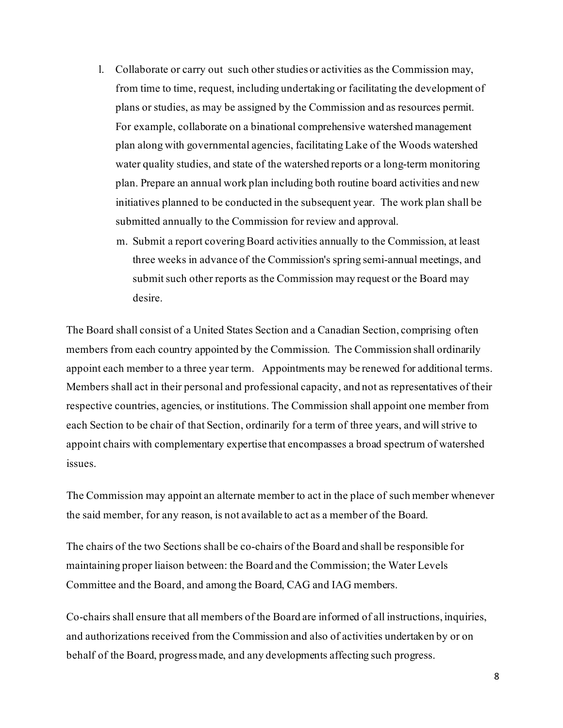l. Collaborate or carry out such other studies or activities as the Commission may, from time to time, request, including undertaking or facilitating the development of plans or studies, as may be assigned by the Commission and as resources permit. For example, collaborate on a binational comprehensive watershed management plan along with governmental agencies, facilitating Lake of the Woods watershed water quality studies, and state of the watershed reports or a long-term monitoring plan. Prepare an annual work plan including both routine board activities and new initiatives planned to be conducted in the subsequent year. The work plan shall be submitted annually to the Commission for review and approval.

m. Submit a report covering Board activities annually to the Commission, at least three weeks in advance of the Commission's spring semi-annual meetings, and submit such other reports as the Commission may request or the Board may desire.

The Board shall consist of a United States Section and a Canadian Section, comprising often members from each country appointed by the Commission. The Commission shall ordinarily appoint each member to a three year term. Appointments may be renewed for additional terms. Members shall act in their personal and professional capacity, and not as representatives of their respective countries, agencies, or institutions. The Commission shall appoint one member from each Section to be chair of that Section, ordinarily for a term of three years, and will strive to appoint chairs with complementary expertise that encompasses a broad spectrum of watershed issues.

The Commission may appoint an alternate member to act in the place of such member whenever the said member, for any reason, is not available to act as a member of the Board.

The chairs of the two Sections shall be co-chairs of the Board and shall be responsible for maintaining proper liaison between: the Board and the Commission; the Water Levels Committee and the Board, and among the Board, CAG and IAG members.

Co-chairs shall ensure that all members of the Board are informed of all instructions, inquiries, and authorizations received from the Commission and also of activities undertaken by or on behalf of the Board, progress made, and any developments affecting such progress.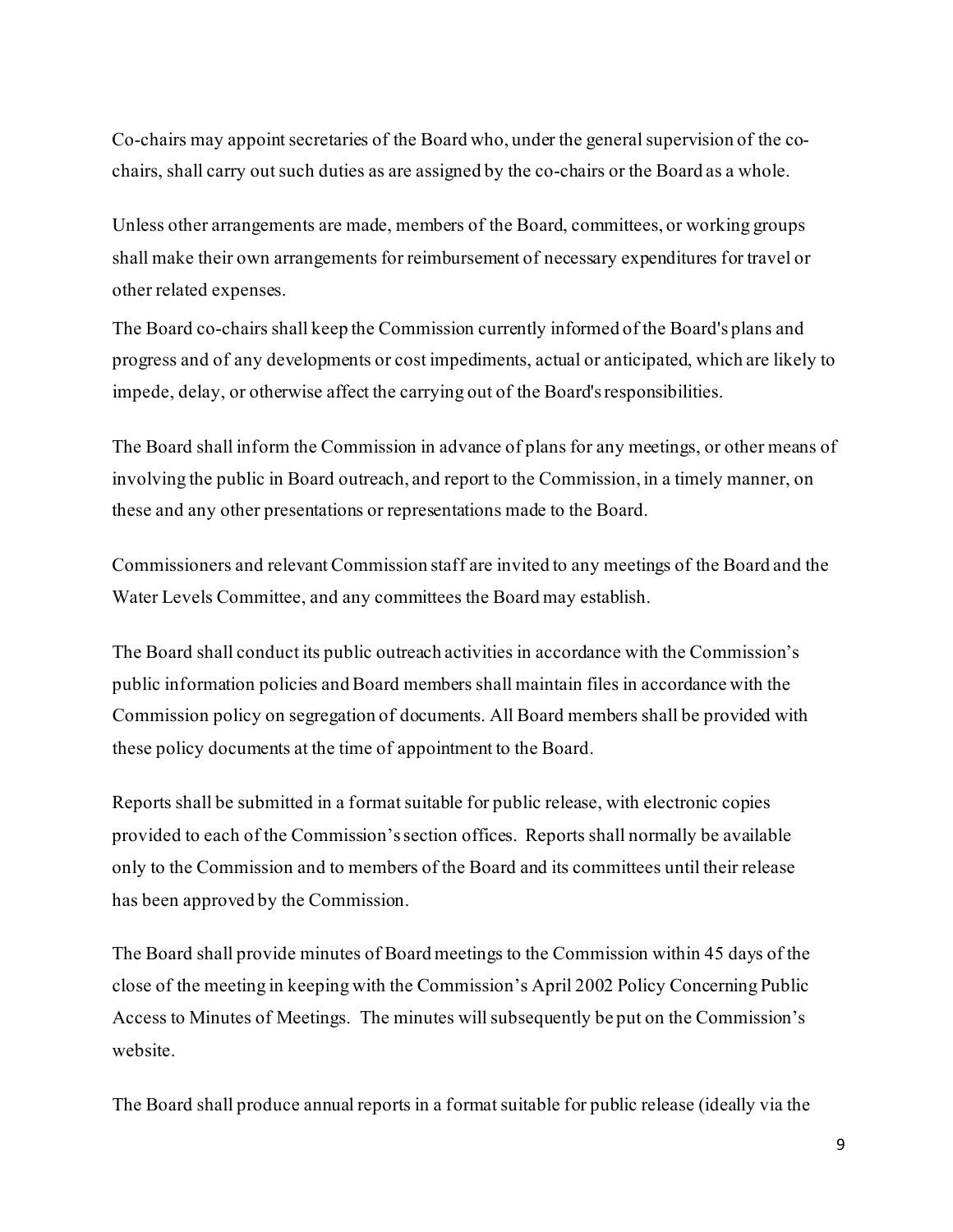Co-chairs may appoint secretaries of the Board who, under the general supervision of the co-chairs, shall carry out such duties as are assigned by the co-chairs or the Board as a whole.

Unless other arrangements are made, members of the Board, committees, or working groups shall make their own arrangements for reimbursement of necessary expenditures for travel or other related expenses.

The Board co-chairs shall keep the Commission currently informed of the Board's plans and progress and of any developments or cost impediments, actual or anticipated, which are likely to impede, delay, or otherwise affect the carrying out of the Board's responsibilities.

The Board shall inform the Commission in advance of plans for any meetings, or other means of involving the public in Board outreach, and report to the Commission, in a timely manner, on these and any other presentations or representations made to the Board.

Commissioners and relevant Commission staff are invited to any meetings of the Board and the Water Levels Committee, and any committees the Board may establish.

The Board shall conduct its public outreach activities in accordance with the Commission's public information policies and Board members shall maintain files in accordance with the Commission policy on segregation of documents. All Board members shall be provided with these policy documents at the time of appointment to the Board.

Reports shall be submitted in a format suitable for public release, with electronic copies provided to each of the Commission's section offices. Reports shall normally be available only to the Commission and to members of the Board and its committees until their release has been approved by the Commission.

The Board shall provide minutes of Board meetings to the Commission within 45 days of the close of the meeting in keeping with the Commission's April 2002 Policy Concerning Public Access to Minutes of Meetings. The minutes will subsequently be put on the Commission's website.

The Board shall produce annual reports in a format suitable for public release (ideally via the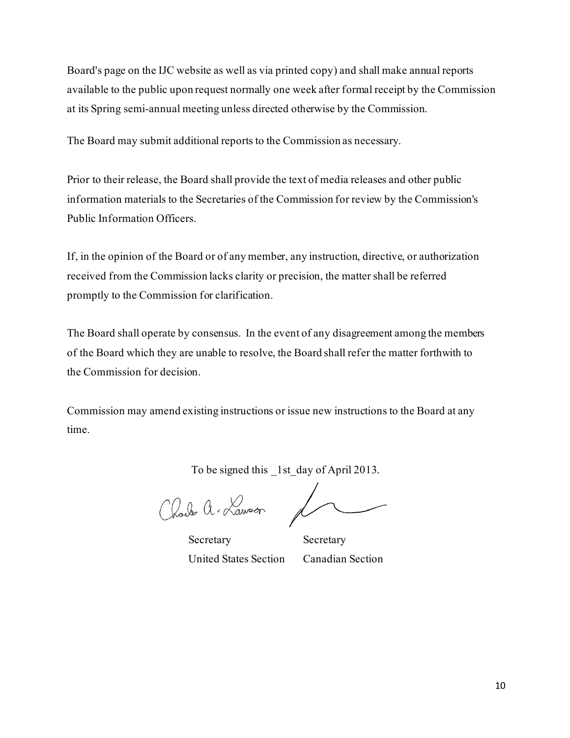Board's page on the IJC website as well as via printed copy) and shall make annual reports available to the public upon request normally one week after formal receipt by the Commission at its Spring semi-annual meeting unless directed otherwise by the Commission.

The Board may submit additional reports to the Commission as necessary.

Prior to their release, the Board shall provide the text of media releases and other public information materials to the Secretaries of the Commission for review by the Commission's Public Information Officers.

If, in the opinion of the Board or of any member, any instruction, directive, or authorization received from the Commission lacks clarity or precision, the matter shall be referred promptly to the Commission for clarification.

The Board shall operate by consensus. In the event of any disagreement among the members of the Board which they are unable to resolve, the Board shall refer the matter forthwith to the Commission for decision.

Commission may amend existing instructions or issue new instructions to the Board at any time.

To be signed this _1st_day of April 2013.

Charles A. Lawson

| | |
|---|---|
| Secretary | Secretary |
| United States Section | Canadian Section |